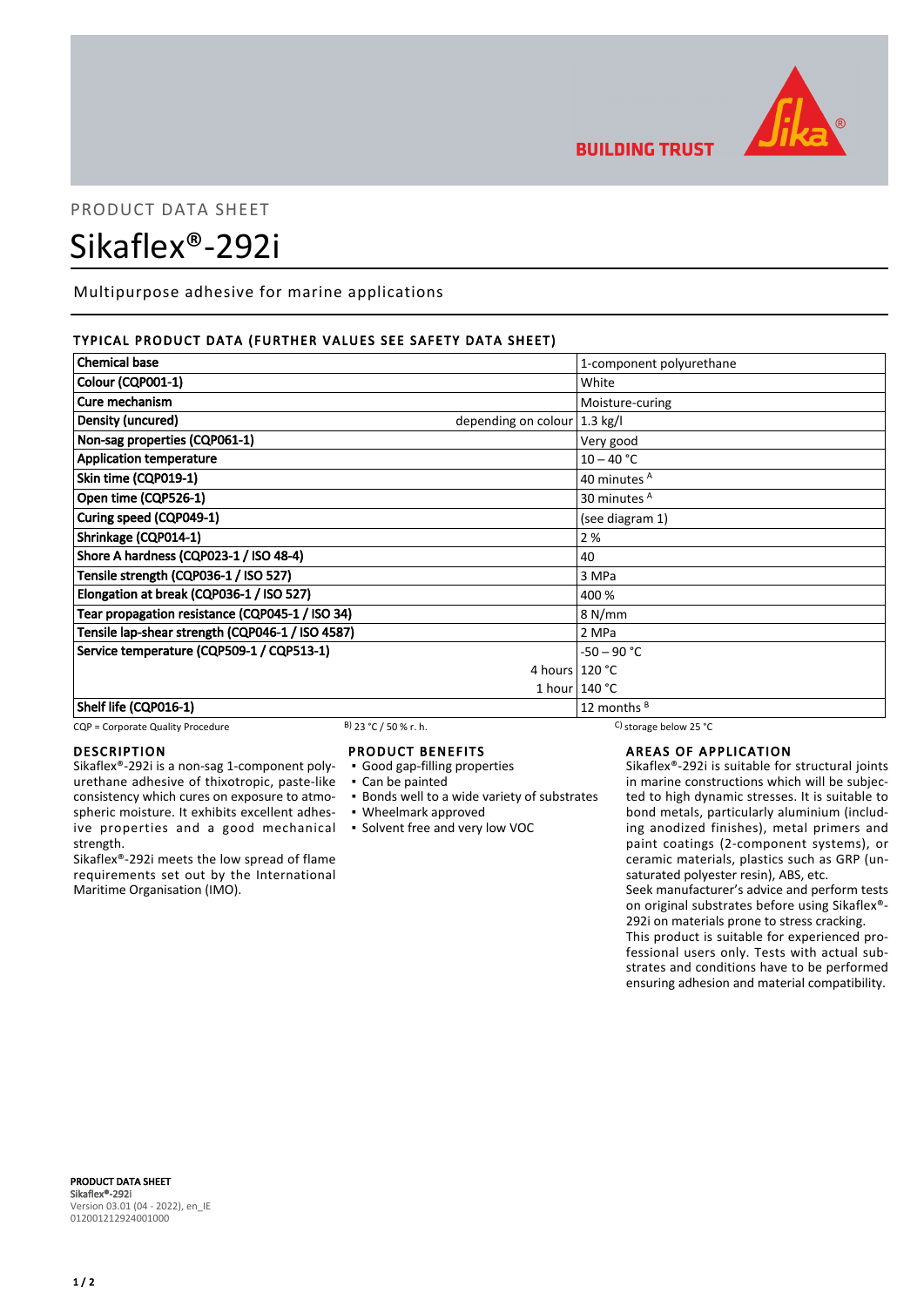PRODUCT DATA SHEET

# Sikaflex®-292i

Multipurpose adhesive for marine applications

## TYPICAL PRODUCT DATA (FURTHER VALUES SEE SAFETY DATA SHEET)

| Property | | Value |
|---|---|---|
| Chemical base | | 1-component polyurethane |
| Colour (CQP001-1) | | White |
| Cure mechanism | | Moisture-curing |
| Density (uncured) | depending on colour | 1.3 kg/l |
| Non-sag properties (CQP061-1) | | Very good |
| Application temperature | | 10 – 40 °C |
| Skin time (CQP019-1) | | 40 minutes A |
| Open time (CQP526-1) | | 30 minutes A |
| Curing speed (CQP049-1) | | (see diagram 1) |
| Shrinkage (CQP014-1) | | 2 % |
| Shore A hardness (CQP023-1 / ISO 48-4) | | 40 |
| Tensile strength (CQP036-1 / ISO 527) | | 3 MPa |
| Elongation at break (CQP036-1 / ISO 527) | | 400 % |
| Tear propagation resistance (CQP045-1 / ISO 34) | | 8 N/mm |
| Tensile lap-shear strength (CQP046-1 / ISO 4587) | | 2 MPa |
| Service temperature (CQP509-1 / CQP513-1) | | -50 – 90 °C |
| | 4 hours | 120 °C |
| | 1 hour | 140 °C |
| Shelf life (CQP016-1) | | 12 months B |

CQP = Corporate Quality Procedure    B) 23 °C / 50 % r. h.    C) storage below 25 °C

## DESCRIPTION

Sikaflex®-292i is a non-sag 1-component polyurethane adhesive of thixotropic, paste-like consistency which cures on exposure to atmospheric moisture. It exhibits excellent adhesive properties and a good mechanical strength.

Sikaflex®-292i meets the low spread of flame requirements set out by the International Maritime Organisation (IMO).

## PRODUCT BENEFITS

- Good gap-filling properties
- Can be painted
- Bonds well to a wide variety of substrates
- Wheelmark approved
- Solvent free and very low VOC

## AREAS OF APPLICATION

Sikaflex®-292i is suitable for structural joints in marine constructions which will be subjected to high dynamic stresses. It is suitable to bond metals, particularly aluminium (including anodized finishes), metal primers and paint coatings (2-component systems), or ceramic materials, plastics such as GRP (unsaturated polyester resin), ABS, etc.

Seek manufacturer's advice and perform tests on original substrates before using Sikaflex®-292i on materials prone to stress cracking.

This product is suitable for experienced professional users only. Tests with actual substrates and conditions have to be performed ensuring adhesion and material compatibility.

**PRODUCT DATA SHEET**
**Sikaflex®-292i**
Version 03.01 (04 - 2022), en_IE
012001212924001000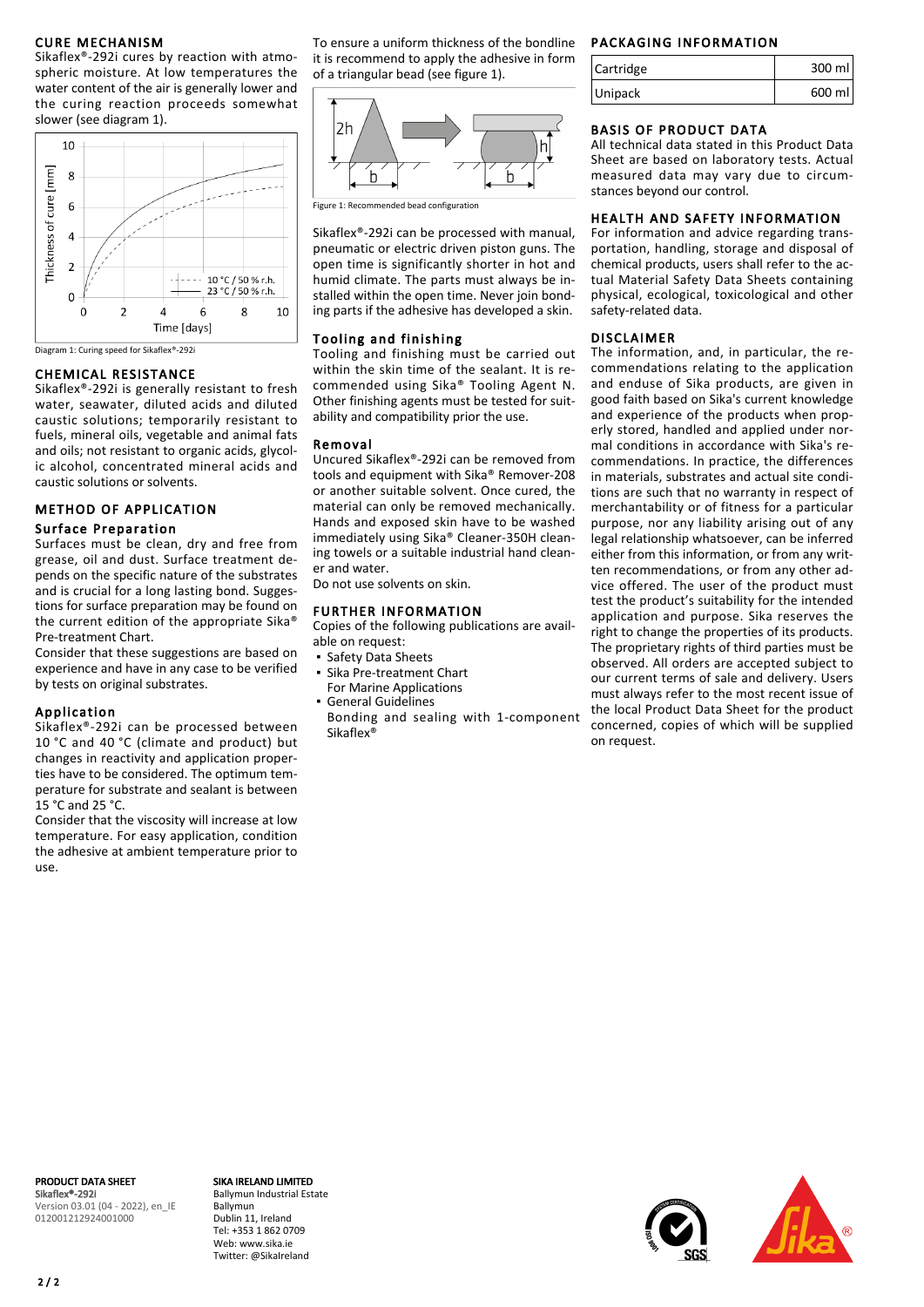## CURE MECHANISM

Sikaflex®-292i cures by reaction with atmospheric moisture. At low temperatures the water content of the air is generally lower and the curing reaction proceeds somewhat slower (see diagram 1).

Thickness of cure [mm]
10
8
6
4
2
0
0 2 4 6 8 10
Time [days]
10 °C / 50 % r.h.
23 °C / 50 % r.h.

Diagram 1: Curing speed for Sikaflex®-292i

## CHEMICAL RESISTANCE

Sikaflex®-292i is generally resistant to fresh water, seawater, diluted acids and diluted caustic solutions; temporarily resistant to fuels, mineral oils, vegetable and animal fats and oils; not resistant to organic acids, glycolic alcohol, concentrated mineral acids and caustic solutions or solvents.

## METHOD OF APPLICATION

### Surface Preparation

Surfaces must be clean, dry and free from grease, oil and dust. Surface treatment depends on the specific nature of the substrates and is crucial for a long lasting bond. Suggestions for surface preparation may be found on the current edition of the appropriate Sika® Pre-treatment Chart.

Consider that these suggestions are based on experience and have in any case to be verified by tests on original substrates.

### Application

Sikaflex®-292i can be processed between 10 °C and 40 °C (climate and product) but changes in reactivity and application properties have to be considered. The optimum temperature for substrate and sealant is between 15 °C and 25 °C.

Consider that the viscosity will increase at low temperature. For easy application, condition the adhesive at ambient temperature prior to use.

To ensure a uniform thickness of the bondline it is recommend to apply the adhesive in form of a triangular bead (see figure 1).

2h
b
h
b

Figure 1: Recommended bead configuration

Sikaflex®-292i can be processed with manual, pneumatic or electric driven piston guns. The open time is significantly shorter in hot and humid climate. The parts must always be installed within the open time. Never join bonding parts if the adhesive has developed a skin.

### Tooling and finishing

Tooling and finishing must be carried out within the skin time of the sealant. It is recommended using Sika® Tooling Agent N. Other finishing agents must be tested for suitability and compatibility prior the use.

### Removal

Uncured Sikaflex®-292i can be removed from tools and equipment with Sika® Remover-208 or another suitable solvent. Once cured, the material can only be removed mechanically. Hands and exposed skin have to be washed immediately using Sika® Cleaner-350H cleaning towels or a suitable industrial hand cleaner and water.

Do not use solvents on skin.

## FURTHER INFORMATION

Copies of the following publications are available on request:

- Safety Data Sheets
- Sika Pre-treatment Chart For Marine Applications
- General Guidelines Bonding and sealing with 1-component Sikaflex®

## PACKAGING INFORMATION

| | |
|---|---|
| Cartridge | 300 ml |
| Unipack | 600 ml |

## BASIS OF PRODUCT DATA

All technical data stated in this Product Data Sheet are based on laboratory tests. Actual measured data may vary due to circumstances beyond our control.

## HEALTH AND SAFETY INFORMATION

For information and advice regarding transportation, handling, storage and disposal of chemical products, users shall refer to the actual Material Safety Data Sheets containing physical, ecological, toxicological and other safety-related data.

## DISCLAIMER

The information, and, in particular, the recommendations relating to the application and enduse of Sika products, are given in good faith based on Sika's current knowledge and experience of the products when properly stored, handled and applied under normal conditions in accordance with Sika's recommendations. In practice, the differences in materials, substrates and actual site conditions are such that no warranty in respect of merchantability or of fitness for a particular purpose, nor any liability arising out of any legal relationship whatsoever, can be inferred either from this information, or from any written recommendations, or from any other advice offered. The user of the product must test the product's suitability for the intended application and purpose. Sika reserves the right to change the properties of its products. The proprietary rights of third parties must be observed. All orders are accepted subject to our current terms of sale and delivery. Users must always refer to the most recent issue of the local Product Data Sheet for the product concerned, copies of which will be supplied on request.

**PRODUCT DATA SHEET**
**Sikaflex®-292i**
Version 03.01 (04 - 2022), en_IE
012001212924001000

**SIKA IRELAND LIMITED**
Ballymun Industrial Estate
Ballymun
Dublin 11, Ireland
Tel: +353 1 862 0709
Web: www.sika.ie
Twitter: @SikaIreland